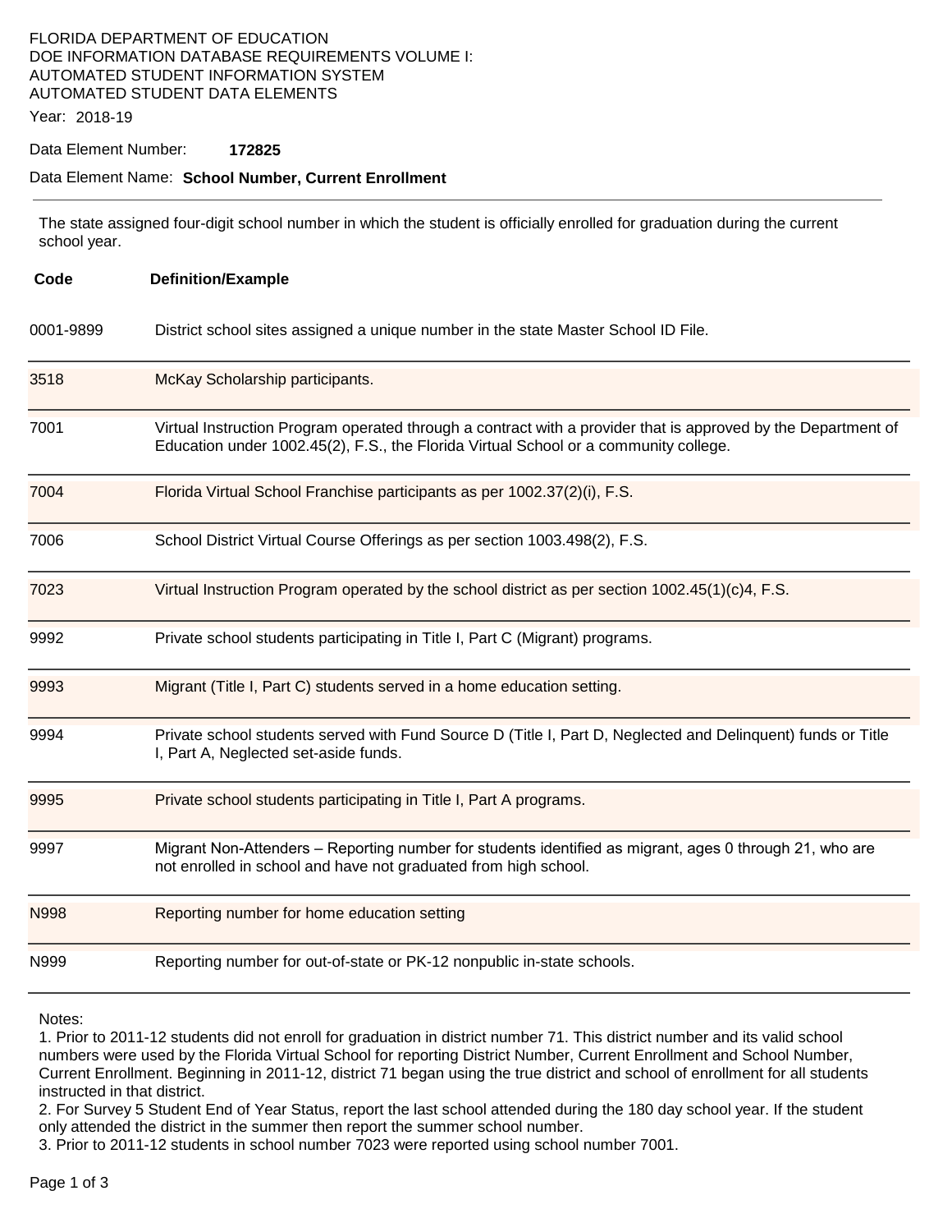FLORIDA DEPARTMENT OF EDUCATION
DOE INFORMATION DATABASE REQUIREMENTS VOLUME I:
AUTOMATED STUDENT INFORMATION SYSTEM
AUTOMATED STUDENT DATA ELEMENTS

Year: 2018-19

Data Element Number: **172825**

Data Element Name: **School Number, Current Enrollment**

---

The state assigned four-digit school number in which the student is officially enrolled for graduation during the current school year.

| Code | Definition/Example |
|---|---|
| 0001-9899 | District school sites assigned a unique number in the state Master School ID File. |
| 3518 | McKay Scholarship participants. |
| 7001 | Virtual Instruction Program operated through a contract with a provider that is approved by the Department of Education under 1002.45(2), F.S., the Florida Virtual School or a community college. |
| 7004 | Florida Virtual School Franchise participants as per 1002.37(2)(i), F.S. |
| 7006 | School District Virtual Course Offerings as per section 1003.498(2), F.S. |
| 7023 | Virtual Instruction Program operated by the school district as per section 1002.45(1)(c)4, F.S. |
| 9992 | Private school students participating in Title I, Part C (Migrant) programs. |
| 9993 | Migrant (Title I, Part C) students served in a home education setting. |
| 9994 | Private school students served with Fund Source D (Title I, Part D, Neglected and Delinquent) funds or Title I, Part A, Neglected set-aside funds. |
| 9995 | Private school students participating in Title I, Part A programs. |
| 9997 | Migrant Non-Attenders – Reporting number for students identified as migrant, ages 0 through 21, who are not enrolled in school and have not graduated from high school. |
| N998 | Reporting number for home education setting |
| N999 | Reporting number for out-of-state or PK-12 nonpublic in-state schools. |

Notes:

1. Prior to 2011-12 students did not enroll for graduation in district number 71. This district number and its valid school numbers were used by the Florida Virtual School for reporting District Number, Current Enrollment and School Number, Current Enrollment. Beginning in 2011-12, district 71 began using the true district and school of enrollment for all students instructed in that district.
2. For Survey 5 Student End of Year Status, report the last school attended during the 180 day school year. If the student only attended the district in the summer then report the summer school number.
3. Prior to 2011-12 students in school number 7023 were reported using school number 7001.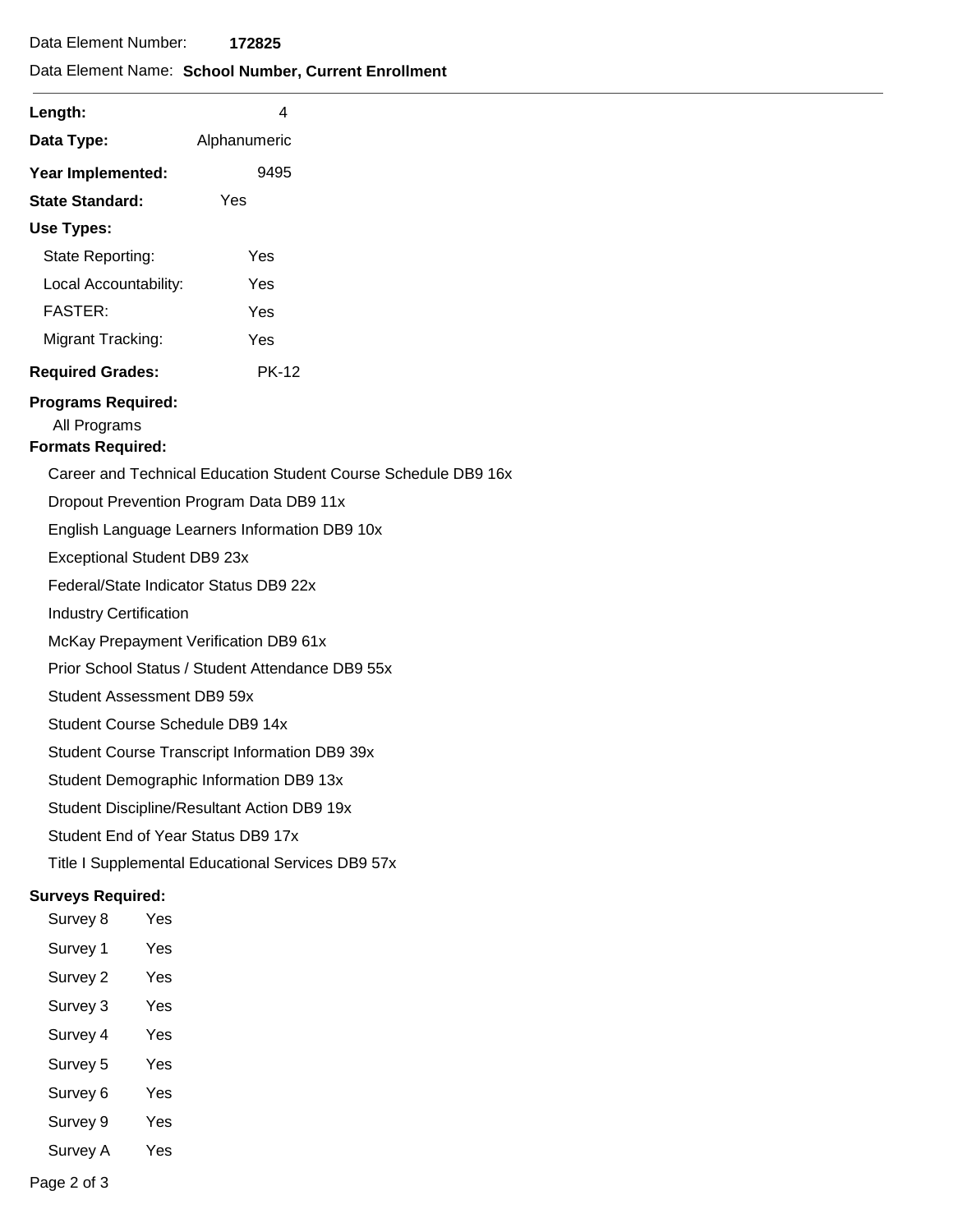Data Element Number: **172825**

Data Element Name: **School Number, Current Enrollment**

---

**Length:** 4

**Data Type:** Alphanumeric

**Year Implemented:** 9495

**State Standard:** Yes

**Use Types:**

- State Reporting: Yes
- Local Accountability: Yes
- FASTER: Yes
- Migrant Tracking: Yes

**Required Grades:** PK-12

**Programs Required:**

All Programs

**Formats Required:**

- Career and Technical Education Student Course Schedule DB9 16x
- Dropout Prevention Program Data DB9 11x
- English Language Learners Information DB9 10x
- Exceptional Student DB9 23x
- Federal/State Indicator Status DB9 22x
- Industry Certification
- McKay Prepayment Verification DB9 61x
- Prior School Status / Student Attendance DB9 55x
- Student Assessment DB9 59x
- Student Course Schedule DB9 14x
- Student Course Transcript Information DB9 39x
- Student Demographic Information DB9 13x
- Student Discipline/Resultant Action DB9 19x
- Student End of Year Status DB9 17x
- Title I Supplemental Educational Services DB9 57x

**Surveys Required:**

| Survey | Required |
|---|---|
| Survey 8 | Yes |
| Survey 1 | Yes |
| Survey 2 | Yes |
| Survey 3 | Yes |
| Survey 4 | Yes |
| Survey 5 | Yes |
| Survey 6 | Yes |
| Survey 9 | Yes |
| Survey A | Yes |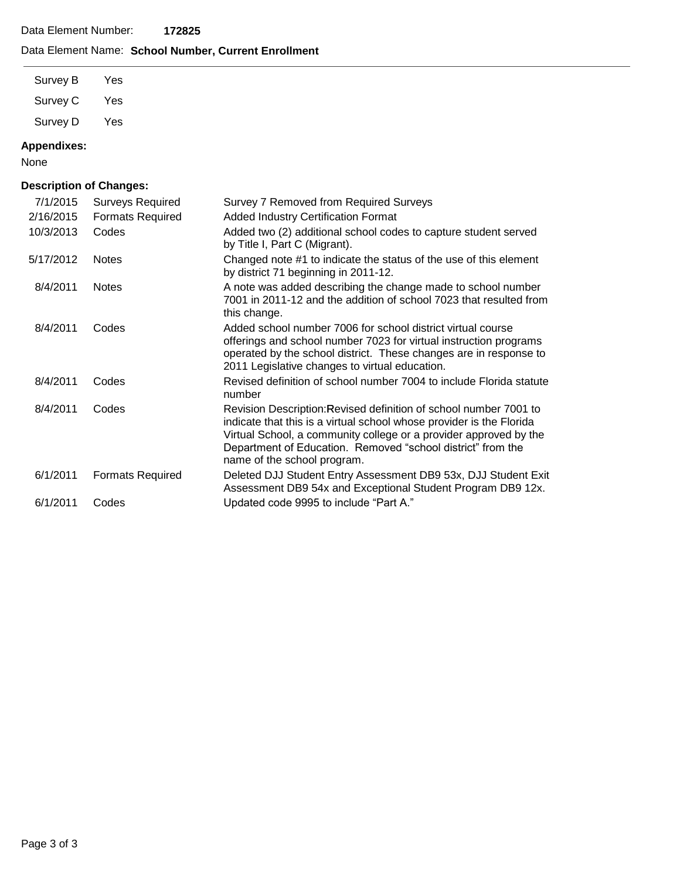Data Element Number: **172825**

Data Element Name: **School Number, Current Enrollment**

---

| | |
|---|---|
| Survey B | Yes |
| Survey C | Yes |
| Survey D | Yes |

**Appendixes:**

None

**Description of Changes:**

| | | |
|---|---|---|
| 7/1/2015 | Surveys Required | Survey 7 Removed from Required Surveys |
| 2/16/2015 | Formats Required | Added Industry Certification Format |
| 10/3/2013 | Codes | Added two (2) additional school codes to capture student served by Title I, Part C (Migrant). |
| 5/17/2012 | Notes | Changed note #1 to indicate the status of the use of this element by district 71 beginning in 2011-12. |
| 8/4/2011 | Notes | A note was added describing the change made to school number 7001 in 2011-12 and the addition of school 7023 that resulted from this change. |
| 8/4/2011 | Codes | Added school number 7006 for school district virtual course offerings and school number 7023 for virtual instruction programs operated by the school district. These changes are in response to 2011 Legislative changes to virtual education. |
| 8/4/2011 | Codes | Revised definition of school number 7004 to include Florida statute number |
| 8/4/2011 | Codes | Revision Description:Revised definition of school number 7001 to indicate that this is a virtual school whose provider is the Florida Virtual School, a community college or a provider approved by the Department of Education. Removed "school district" from the name of the school program. |
| 6/1/2011 | Formats Required | Deleted DJJ Student Entry Assessment DB9 53x, DJJ Student Exit Assessment DB9 54x and Exceptional Student Program DB9 12x. |
| 6/1/2011 | Codes | Updated code 9995 to include "Part A." |